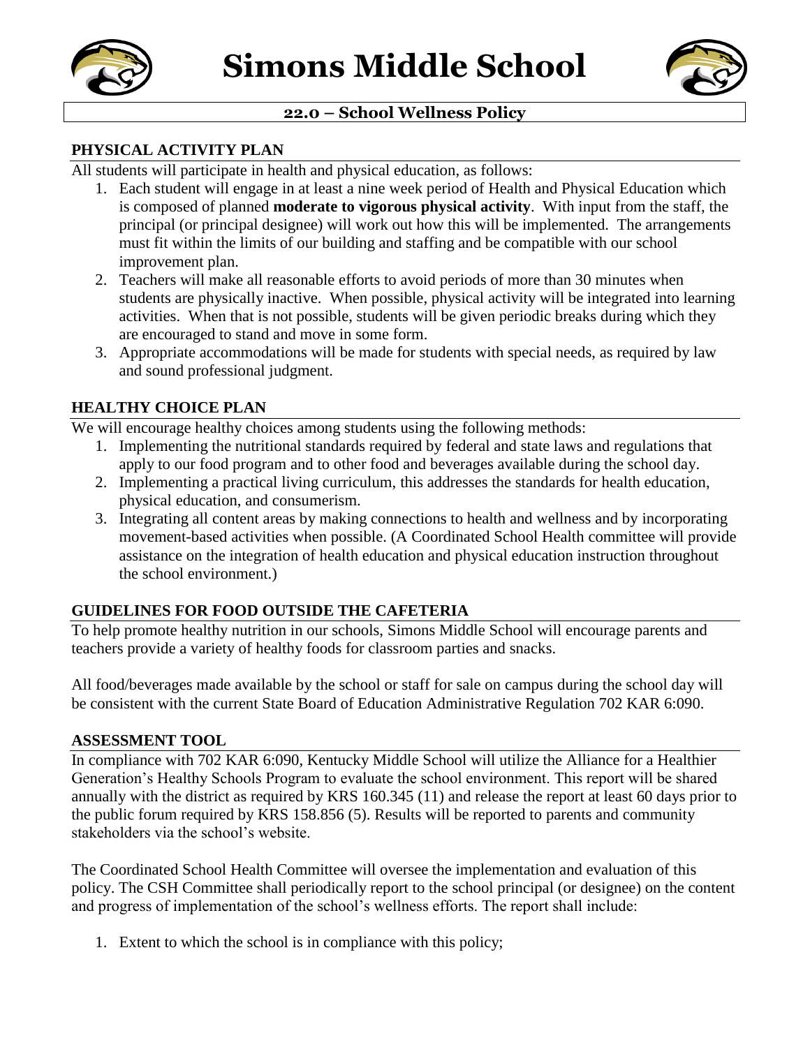# Simons Middle School

## 22.0 – School Wellness Policy

### PHYSICAL ACTIVITY PLAN

All students will participate in health and physical education, as follows:

1. Each student will engage in at least a nine week period of Health and Physical Education which is composed of planned **moderate to vigorous physical activity**. With input from the staff, the principal (or principal designee) will work out how this will be implemented. The arrangements must fit within the limits of our building and staffing and be compatible with our school improvement plan.
2. Teachers will make all reasonable efforts to avoid periods of more than 30 minutes when students are physically inactive. When possible, physical activity will be integrated into learning activities. When that is not possible, students will be given periodic breaks during which they are encouraged to stand and move in some form.
3. Appropriate accommodations will be made for students with special needs, as required by law and sound professional judgment.

### HEALTHY CHOICE PLAN

We will encourage healthy choices among students using the following methods:

1. Implementing the nutritional standards required by federal and state laws and regulations that apply to our food program and to other food and beverages available during the school day.
2. Implementing a practical living curriculum, this addresses the standards for health education, physical education, and consumerism.
3. Integrating all content areas by making connections to health and wellness and by incorporating movement-based activities when possible. (A Coordinated School Health committee will provide assistance on the integration of health education and physical education instruction throughout the school environment.)

### GUIDELINES FOR FOOD OUTSIDE THE CAFETERIA

To help promote healthy nutrition in our schools, Simons Middle School will encourage parents and teachers provide a variety of healthy foods for classroom parties and snacks.

All food/beverages made available by the school or staff for sale on campus during the school day will be consistent with the current State Board of Education Administrative Regulation 702 KAR 6:090.

### ASSESSMENT TOOL

In compliance with 702 KAR 6:090, Kentucky Middle School will utilize the Alliance for a Healthier Generation's Healthy Schools Program to evaluate the school environment. This report will be shared annually with the district as required by KRS 160.345 (11) and release the report at least 60 days prior to the public forum required by KRS 158.856 (5). Results will be reported to parents and community stakeholders via the school's website.

The Coordinated School Health Committee will oversee the implementation and evaluation of this policy. The CSH Committee shall periodically report to the school principal (or designee) on the content and progress of implementation of the school's wellness efforts. The report shall include:

1. Extent to which the school is in compliance with this policy;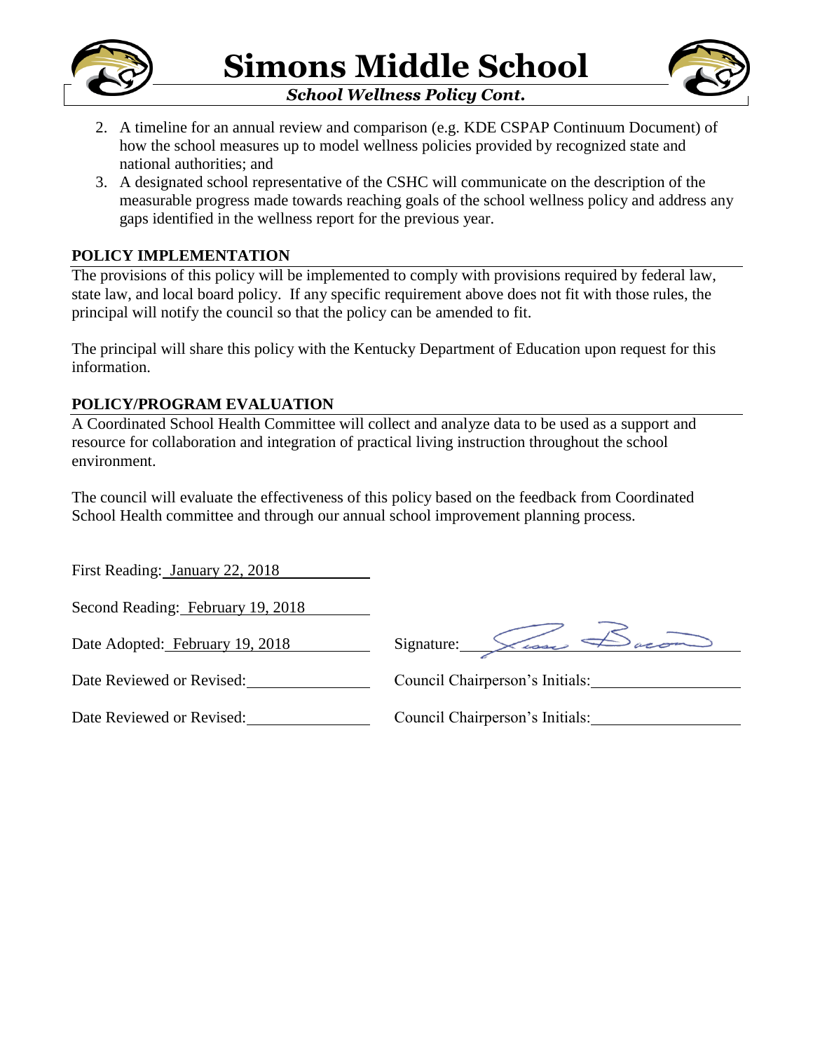2. A timeline for an annual review and comparison (e.g. KDE CSPAP Continuum Document) of how the school measures up to model wellness policies provided by recognized state and national authorities; and
3. A designated school representative of the CSHC will communicate on the description of the measurable progress made towards reaching goals of the school wellness policy and address any gaps identified in the wellness report for the previous year.

## POLICY IMPLEMENTATION

The provisions of this policy will be implemented to comply with provisions required by federal law, state law, and local board policy. If any specific requirement above does not fit with those rules, the principal will notify the council so that the policy can be amended to fit.

The principal will share this policy with the Kentucky Department of Education upon request for this information.

## POLICY/PROGRAM EVALUATION

A Coordinated School Health Committee will collect and analyze data to be used as a support and resource for collaboration and integration of practical living instruction throughout the school environment.

The council will evaluate the effectiveness of this policy based on the feedback from Coordinated School Health committee and through our annual school improvement planning process.

First Reading: January 22, 2018

Second Reading: February 19, 2018

Date Adopted: February 19, 2018 Signature: Lisa Bacon

Date Reviewed or Revised: ________ Council Chairperson's Initials: ________

Date Reviewed or Revised: ________ Council Chairperson's Initials: ________